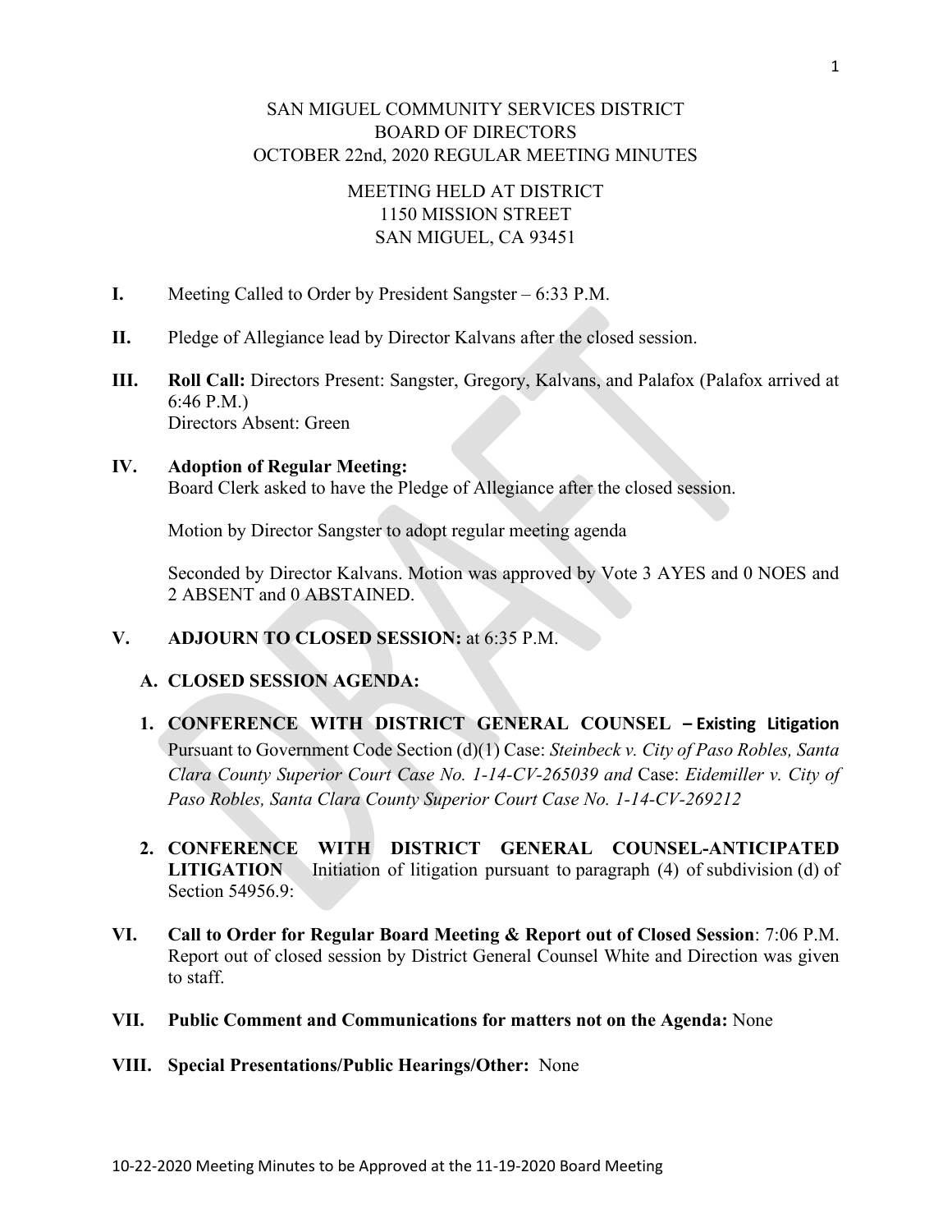SAN MIGUEL COMMUNITY SERVICES DISTRICT
BOARD OF DIRECTORS
OCTOBER 22nd, 2020 REGULAR MEETING MINUTES

MEETING HELD AT DISTRICT
1150 MISSION STREET
SAN MIGUEL, CA 93451

**I.** Meeting Called to Order by President Sangster – 6:33 P.M.

**II.** Pledge of Allegiance lead by Director Kalvans after the closed session.

**III.** **Roll Call:** Directors Present: Sangster, Gregory, Kalvans, and Palafox (Palafox arrived at 6:46 P.M.)
Directors Absent: Green

**IV.** **Adoption of Regular Meeting:**
Board Clerk asked to have the Pledge of Allegiance after the closed session.

Motion by Director Sangster to adopt regular meeting agenda

Seconded by Director Kalvans. Motion was approved by Vote 3 AYES and 0 NOES and 2 ABSENT and 0 ABSTAINED.

**V.** **ADJOURN TO CLOSED SESSION:** at 6:35 P.M.

**A. CLOSED SESSION AGENDA:**

1. **CONFERENCE WITH DISTRICT GENERAL COUNSEL – Existing Litigation** Pursuant to Government Code Section (d)(1) Case: *Steinbeck v. City of Paso Robles, Santa Clara County Superior Court Case No. 1-14-CV-265039 and* Case: *Eidemiller v. City of Paso Robles, Santa Clara County Superior Court Case No. 1-14-CV-269212*

2. **CONFERENCE WITH DISTRICT GENERAL COUNSEL-ANTICIPATED LITIGATION** Initiation of litigation pursuant to paragraph (4) of subdivision (d) of Section 54956.9:

**VI.** **Call to Order for Regular Board Meeting & Report out of Closed Session**: 7:06 P.M. Report out of closed session by District General Counsel White and Direction was given to staff.

**VII.** **Public Comment and Communications for matters not on the Agenda:** None

**VIII.** **Special Presentations/Public Hearings/Other:** None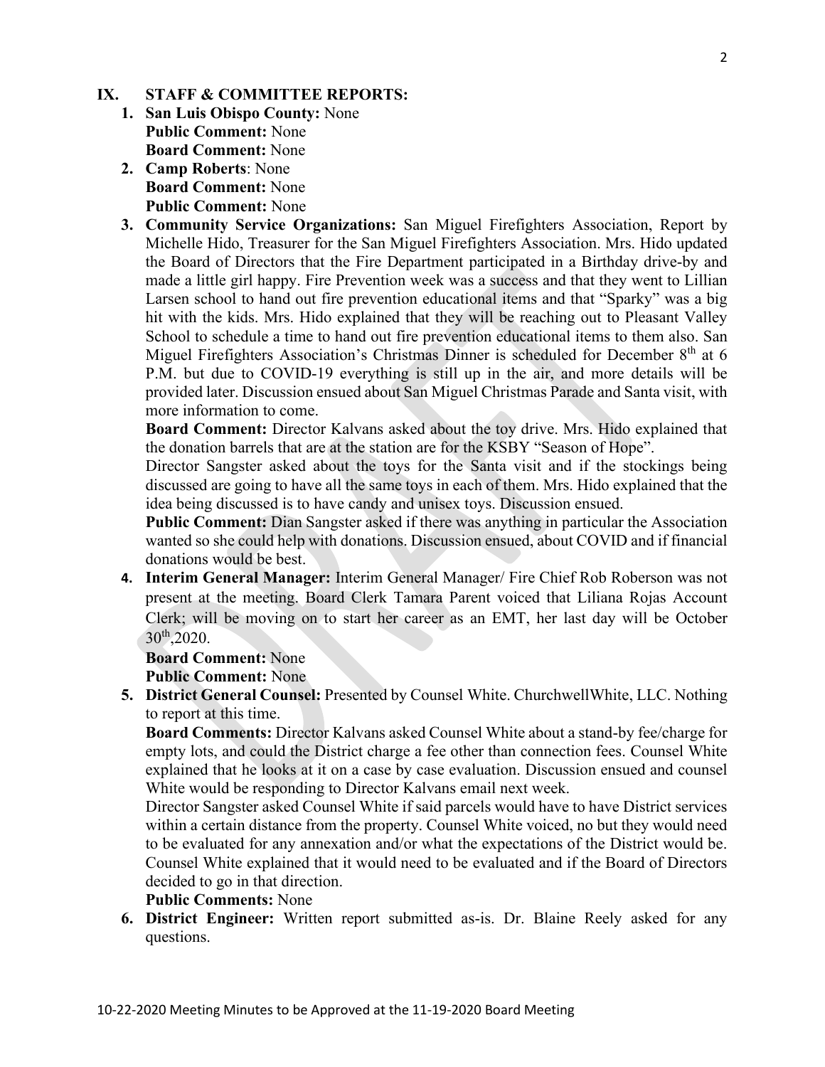## IX. STAFF & COMMITTEE REPORTS:

1. **San Luis Obispo County:** None
   **Public Comment:** None
   **Board Comment:** None
2. **Camp Roberts**: None
   **Board Comment:** None
   **Public Comment:** None
3. **Community Service Organizations:** San Miguel Firefighters Association, Report by Michelle Hido, Treasurer for the San Miguel Firefighters Association. Mrs. Hido updated the Board of Directors that the Fire Department participated in a Birthday drive-by and made a little girl happy. Fire Prevention week was a success and that they went to Lillian Larsen school to hand out fire prevention educational items and that "Sparky" was a big hit with the kids. Mrs. Hido explained that they will be reaching out to Pleasant Valley School to schedule a time to hand out fire prevention educational items to them also. San Miguel Firefighters Association's Christmas Dinner is scheduled for December 8th at 6 P.M. but due to COVID-19 everything is still up in the air, and more details will be provided later. Discussion ensued about San Miguel Christmas Parade and Santa visit, with more information to come.
   **Board Comment:** Director Kalvans asked about the toy drive. Mrs. Hido explained that the donation barrels that are at the station are for the KSBY "Season of Hope".
   Director Sangster asked about the toys for the Santa visit and if the stockings being discussed are going to have all the same toys in each of them. Mrs. Hido explained that the idea being discussed is to have candy and unisex toys. Discussion ensued.
   **Public Comment:** Dian Sangster asked if there was anything in particular the Association wanted so she could help with donations. Discussion ensued, about COVID and if financial donations would be best.
4. **Interim General Manager:** Interim General Manager/ Fire Chief Rob Roberson was not present at the meeting. Board Clerk Tamara Parent voiced that Liliana Rojas Account Clerk; will be moving on to start her career as an EMT, her last day will be October 30th,2020.
   **Board Comment:** None
   **Public Comment:** None
5. **District General Counsel:** Presented by Counsel White. ChurchwellWhite, LLC. Nothing to report at this time.
   **Board Comments:** Director Kalvans asked Counsel White about a stand-by fee/charge for empty lots, and could the District charge a fee other than connection fees. Counsel White explained that he looks at it on a case by case evaluation. Discussion ensued and counsel White would be responding to Director Kalvans email next week.
   Director Sangster asked Counsel White if said parcels would have to have District services within a certain distance from the property. Counsel White voiced, no but they would need to be evaluated for any annexation and/or what the expectations of the District would be. Counsel White explained that it would need to be evaluated and if the Board of Directors decided to go in that direction.
   **Public Comments:** None
6. **District Engineer:** Written report submitted as-is. Dr. Blaine Reely asked for any questions.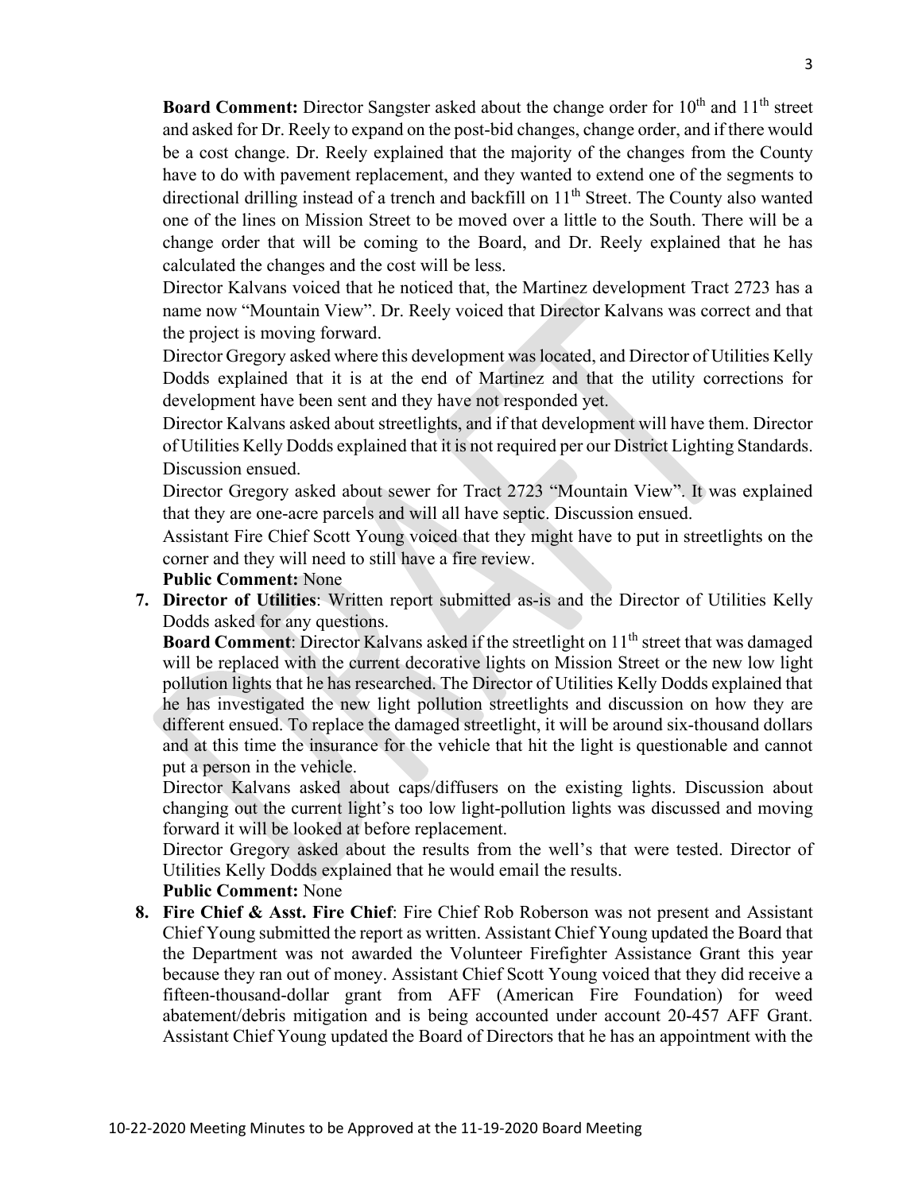**Board Comment:** Director Sangster asked about the change order for 10th and 11th street and asked for Dr. Reely to expand on the post-bid changes, change order, and if there would be a cost change. Dr. Reely explained that the majority of the changes from the County have to do with pavement replacement, and they wanted to extend one of the segments to directional drilling instead of a trench and backfill on 11th Street. The County also wanted one of the lines on Mission Street to be moved over a little to the South. There will be a change order that will be coming to the Board, and Dr. Reely explained that he has calculated the changes and the cost will be less.

Director Kalvans voiced that he noticed that, the Martinez development Tract 2723 has a name now "Mountain View". Dr. Reely voiced that Director Kalvans was correct and that the project is moving forward.

Director Gregory asked where this development was located, and Director of Utilities Kelly Dodds explained that it is at the end of Martinez and that the utility corrections for development have been sent and they have not responded yet.

Director Kalvans asked about streetlights, and if that development will have them. Director of Utilities Kelly Dodds explained that it is not required per our District Lighting Standards. Discussion ensued.

Director Gregory asked about sewer for Tract 2723 "Mountain View". It was explained that they are one-acre parcels and will all have septic. Discussion ensued.

Assistant Fire Chief Scott Young voiced that they might have to put in streetlights on the corner and they will need to still have a fire review.

**Public Comment:** None

7. **Director of Utilities**: Written report submitted as-is and the Director of Utilities Kelly Dodds asked for any questions.

   **Board Comment**: Director Kalvans asked if the streetlight on 11th street that was damaged will be replaced with the current decorative lights on Mission Street or the new low light pollution lights that he has researched. The Director of Utilities Kelly Dodds explained that he has investigated the new light pollution streetlights and discussion on how they are different ensued. To replace the damaged streetlight, it will be around six-thousand dollars and at this time the insurance for the vehicle that hit the light is questionable and cannot put a person in the vehicle.

   Director Kalvans asked about caps/diffusers on the existing lights. Discussion about changing out the current light's too low light-pollution lights was discussed and moving forward it will be looked at before replacement.

   Director Gregory asked about the results from the well's that were tested. Director of Utilities Kelly Dodds explained that he would email the results.

   **Public Comment:** None

8. **Fire Chief & Asst. Fire Chief**: Fire Chief Rob Roberson was not present and Assistant Chief Young submitted the report as written. Assistant Chief Young updated the Board that the Department was not awarded the Volunteer Firefighter Assistance Grant this year because they ran out of money. Assistant Chief Scott Young voiced that they did receive a fifteen-thousand-dollar grant from AFF (American Fire Foundation) for weed abatement/debris mitigation and is being accounted under account 20-457 AFF Grant. Assistant Chief Young updated the Board of Directors that he has an appointment with the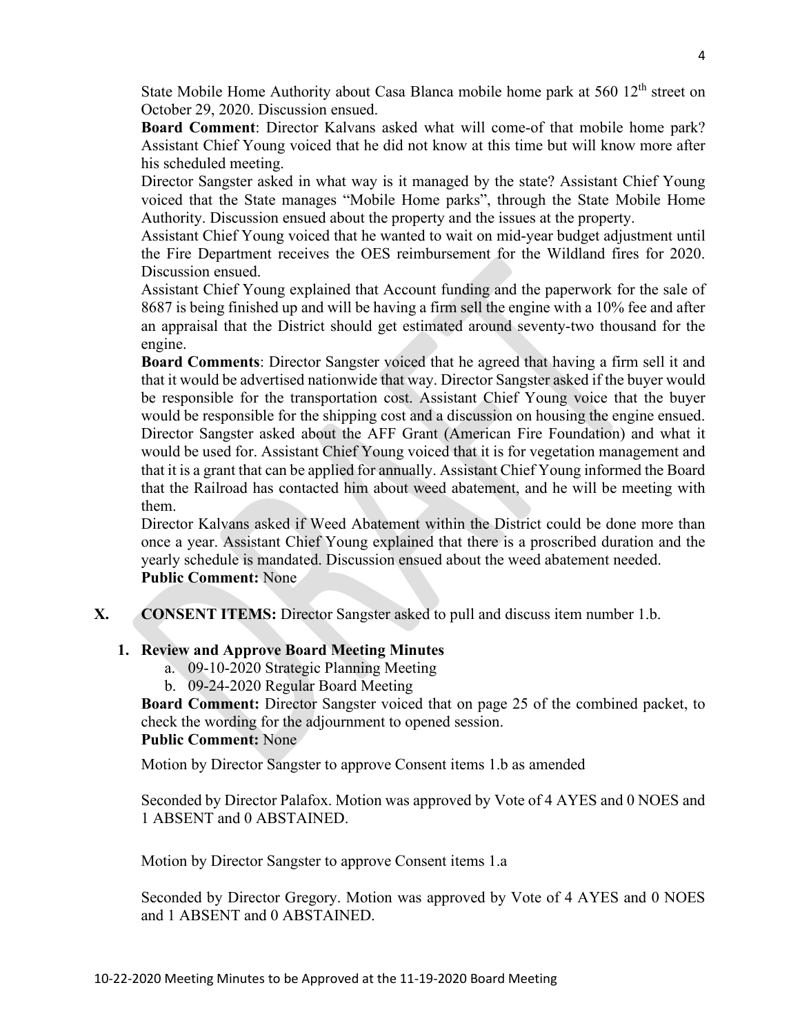State Mobile Home Authority about Casa Blanca mobile home park at 560 12th street on October 29, 2020. Discussion ensued.

**Board Comment**: Director Kalvans asked what will come-of that mobile home park? Assistant Chief Young voiced that he did not know at this time but will know more after his scheduled meeting.

Director Sangster asked in what way is it managed by the state? Assistant Chief Young voiced that the State manages "Mobile Home parks", through the State Mobile Home Authority. Discussion ensued about the property and the issues at the property.

Assistant Chief Young voiced that he wanted to wait on mid-year budget adjustment until the Fire Department receives the OES reimbursement for the Wildland fires for 2020. Discussion ensued.

Assistant Chief Young explained that Account funding and the paperwork for the sale of 8687 is being finished up and will be having a firm sell the engine with a 10% fee and after an appraisal that the District should get estimated around seventy-two thousand for the engine.

**Board Comments**: Director Sangster voiced that he agreed that having a firm sell it and that it would be advertised nationwide that way. Director Sangster asked if the buyer would be responsible for the transportation cost. Assistant Chief Young voice that the buyer would be responsible for the shipping cost and a discussion on housing the engine ensued. Director Sangster asked about the AFF Grant (American Fire Foundation) and what it would be used for. Assistant Chief Young voiced that it is for vegetation management and that it is a grant that can be applied for annually. Assistant Chief Young informed the Board that the Railroad has contacted him about weed abatement, and he will be meeting with them.

Director Kalvans asked if Weed Abatement within the District could be done more than once a year. Assistant Chief Young explained that there is a proscribed duration and the yearly schedule is mandated. Discussion ensued about the weed abatement needed.

**Public Comment:** None

**X. CONSENT ITEMS:** Director Sangster asked to pull and discuss item number 1.b.

**1. Review and Approve Board Meeting Minutes**

a. 09-10-2020 Strategic Planning Meeting

b. 09-24-2020 Regular Board Meeting

**Board Comment:** Director Sangster voiced that on page 25 of the combined packet, to check the wording for the adjournment to opened session.

**Public Comment:** None

Motion by Director Sangster to approve Consent items 1.b as amended

Seconded by Director Palafox. Motion was approved by Vote of 4 AYES and 0 NOES and 1 ABSENT and 0 ABSTAINED.

Motion by Director Sangster to approve Consent items 1.a

Seconded by Director Gregory. Motion was approved by Vote of 4 AYES and 0 NOES and 1 ABSENT and 0 ABSTAINED.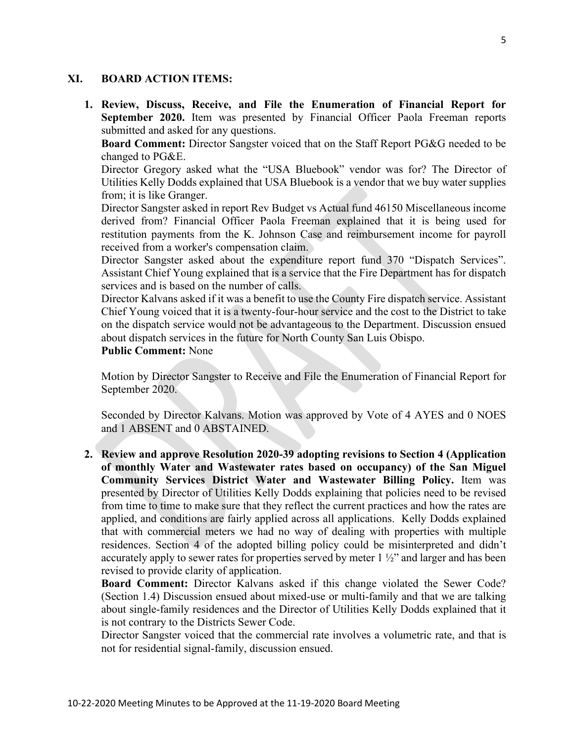## XI. BOARD ACTION ITEMS:

1. **Review, Discuss, Receive, and File the Enumeration of Financial Report for September 2020.** Item was presented by Financial Officer Paola Freeman reports submitted and asked for any questions.

   **Board Comment:** Director Sangster voiced that on the Staff Report PG&G needed to be changed to PG&E.

   Director Gregory asked what the "USA Bluebook" vendor was for? The Director of Utilities Kelly Dodds explained that USA Bluebook is a vendor that we buy water supplies from; it is like Granger.

   Director Sangster asked in report Rev Budget vs Actual fund 46150 Miscellaneous income derived from? Financial Officer Paola Freeman explained that it is being used for restitution payments from the K. Johnson Case and reimbursement income for payroll received from a worker's compensation claim.

   Director Sangster asked about the expenditure report fund 370 "Dispatch Services". Assistant Chief Young explained that is a service that the Fire Department has for dispatch services and is based on the number of calls.

   Director Kalvans asked if it was a benefit to use the County Fire dispatch service. Assistant Chief Young voiced that it is a twenty-four-hour service and the cost to the District to take on the dispatch service would not be advantageous to the Department. Discussion ensued about dispatch services in the future for North County San Luis Obispo.

   **Public Comment:** None

   Motion by Director Sangster to Receive and File the Enumeration of Financial Report for September 2020.

   Seconded by Director Kalvans. Motion was approved by Vote of 4 AYES and 0 NOES and 1 ABSENT and 0 ABSTAINED.

2. **Review and approve Resolution 2020-39 adopting revisions to Section 4 (Application of monthly Water and Wastewater rates based on occupancy) of the San Miguel Community Services District Water and Wastewater Billing Policy.** Item was presented by Director of Utilities Kelly Dodds explaining that policies need to be revised from time to time to make sure that they reflect the current practices and how the rates are applied, and conditions are fairly applied across all applications. Kelly Dodds explained that with commercial meters we had no way of dealing with properties with multiple residences. Section 4 of the adopted billing policy could be misinterpreted and didn't accurately apply to sewer rates for properties served by meter 1 ½" and larger and has been revised to provide clarity of application.

   **Board Comment:** Director Kalvans asked if this change violated the Sewer Code? (Section 1.4) Discussion ensued about mixed-use or multi-family and that we are talking about single-family residences and the Director of Utilities Kelly Dodds explained that it is not contrary to the Districts Sewer Code.

   Director Sangster voiced that the commercial rate involves a volumetric rate, and that is not for residential signal-family, discussion ensued.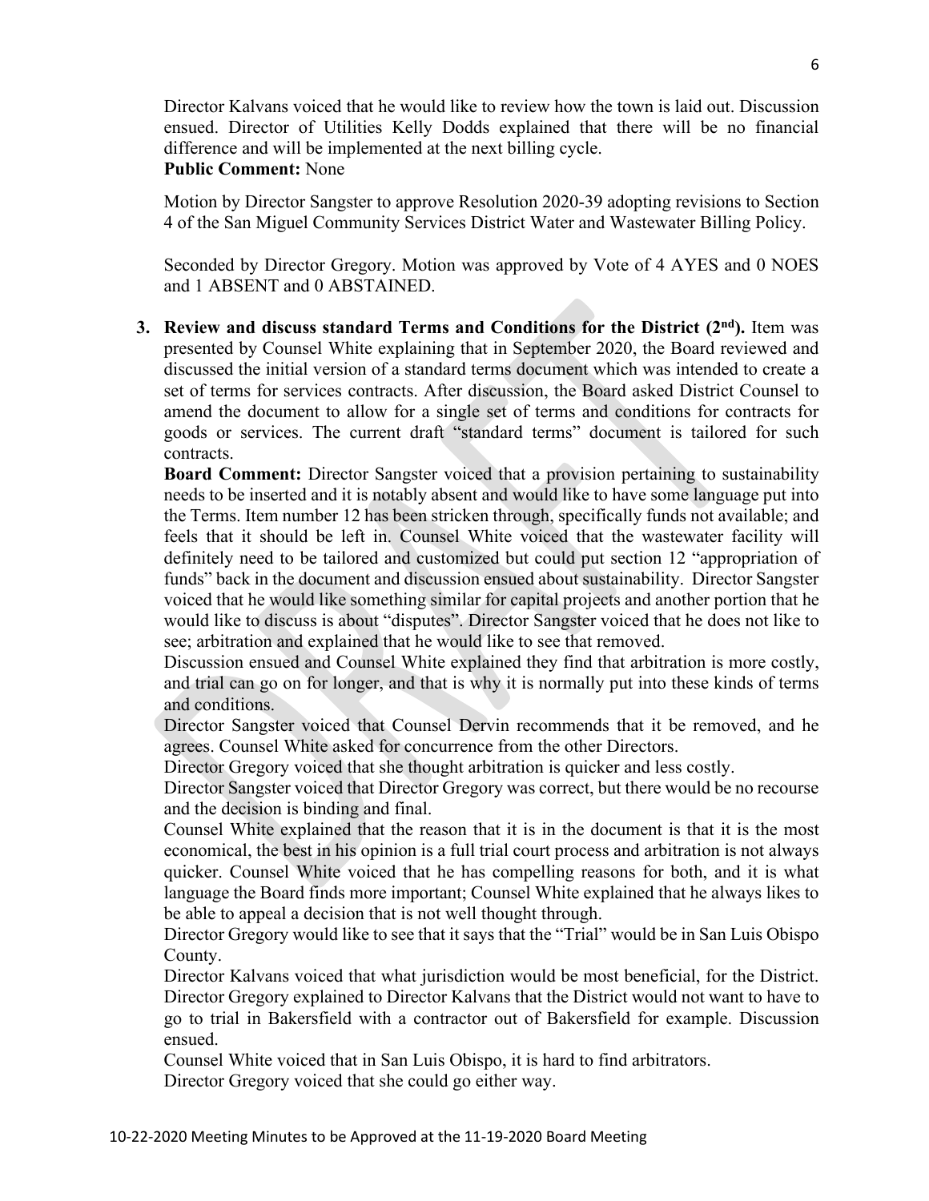Director Kalvans voiced that he would like to review how the town is laid out. Discussion ensued. Director of Utilities Kelly Dodds explained that there will be no financial difference and will be implemented at the next billing cycle.

**Public Comment:** None

Motion by Director Sangster to approve Resolution 2020-39 adopting revisions to Section 4 of the San Miguel Community Services District Water and Wastewater Billing Policy.

Seconded by Director Gregory. Motion was approved by Vote of 4 AYES and 0 NOES and 1 ABSENT and 0 ABSTAINED.

3. **Review and discuss standard Terms and Conditions for the District (2nd).** Item was presented by Counsel White explaining that in September 2020, the Board reviewed and discussed the initial version of a standard terms document which was intended to create a set of terms for services contracts. After discussion, the Board asked District Counsel to amend the document to allow for a single set of terms and conditions for contracts for goods or services. The current draft "standard terms" document is tailored for such contracts.

   **Board Comment:** Director Sangster voiced that a provision pertaining to sustainability needs to be inserted and it is notably absent and would like to have some language put into the Terms. Item number 12 has been stricken through, specifically funds not available; and feels that it should be left in. Counsel White voiced that the wastewater facility will definitely need to be tailored and customized but could put section 12 "appropriation of funds" back in the document and discussion ensued about sustainability. Director Sangster voiced that he would like something similar for capital projects and another portion that he would like to discuss is about "disputes". Director Sangster voiced that he does not like to see; arbitration and explained that he would like to see that removed.

   Discussion ensued and Counsel White explained they find that arbitration is more costly, and trial can go on for longer, and that is why it is normally put into these kinds of terms and conditions.

   Director Sangster voiced that Counsel Dervin recommends that it be removed, and he agrees. Counsel White asked for concurrence from the other Directors.

   Director Gregory voiced that she thought arbitration is quicker and less costly.

   Director Sangster voiced that Director Gregory was correct, but there would be no recourse and the decision is binding and final.

   Counsel White explained that the reason that it is in the document is that it is the most economical, the best in his opinion is a full trial court process and arbitration is not always quicker. Counsel White voiced that he has compelling reasons for both, and it is what language the Board finds more important; Counsel White explained that he always likes to be able to appeal a decision that is not well thought through.

   Director Gregory would like to see that it says that the "Trial" would be in San Luis Obispo County.

   Director Kalvans voiced that what jurisdiction would be most beneficial, for the District. Director Gregory explained to Director Kalvans that the District would not want to have to go to trial in Bakersfield with a contractor out of Bakersfield for example. Discussion ensued.

   Counsel White voiced that in San Luis Obispo, it is hard to find arbitrators.

   Director Gregory voiced that she could go either way.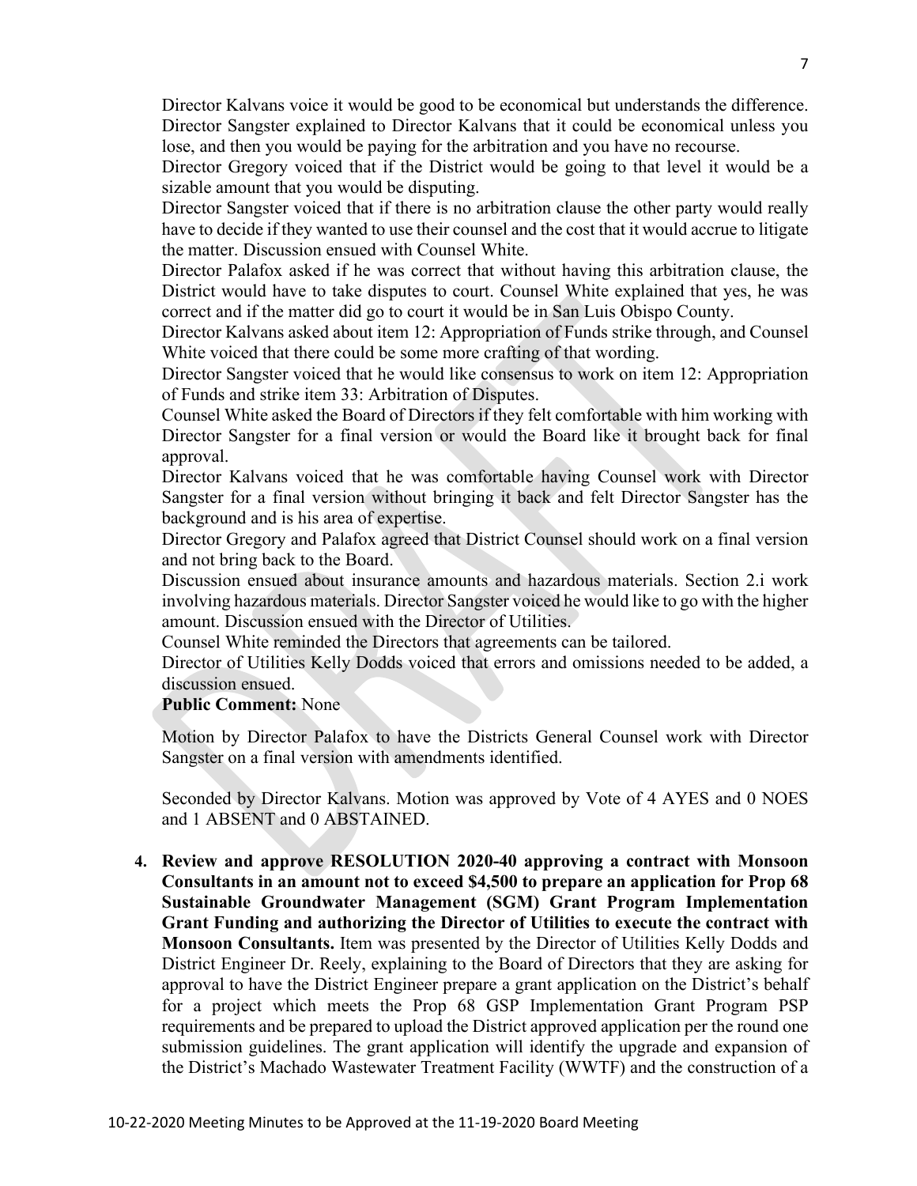Director Kalvans voice it would be good to be economical but understands the difference. Director Sangster explained to Director Kalvans that it could be economical unless you lose, and then you would be paying for the arbitration and you have no recourse.

Director Gregory voiced that if the District would be going to that level it would be a sizable amount that you would be disputing.

Director Sangster voiced that if there is no arbitration clause the other party would really have to decide if they wanted to use their counsel and the cost that it would accrue to litigate the matter. Discussion ensued with Counsel White.

Director Palafox asked if he was correct that without having this arbitration clause, the District would have to take disputes to court. Counsel White explained that yes, he was correct and if the matter did go to court it would be in San Luis Obispo County.

Director Kalvans asked about item 12: Appropriation of Funds strike through, and Counsel White voiced that there could be some more crafting of that wording.

Director Sangster voiced that he would like consensus to work on item 12: Appropriation of Funds and strike item 33: Arbitration of Disputes.

Counsel White asked the Board of Directors if they felt comfortable with him working with Director Sangster for a final version or would the Board like it brought back for final approval.

Director Kalvans voiced that he was comfortable having Counsel work with Director Sangster for a final version without bringing it back and felt Director Sangster has the background and is his area of expertise.

Director Gregory and Palafox agreed that District Counsel should work on a final version and not bring back to the Board.

Discussion ensued about insurance amounts and hazardous materials. Section 2.i work involving hazardous materials. Director Sangster voiced he would like to go with the higher amount. Discussion ensued with the Director of Utilities.

Counsel White reminded the Directors that agreements can be tailored.

Director of Utilities Kelly Dodds voiced that errors and omissions needed to be added, a discussion ensued.

**Public Comment:** None

Motion by Director Palafox to have the Districts General Counsel work with Director Sangster on a final version with amendments identified.

Seconded by Director Kalvans. Motion was approved by Vote of 4 AYES and 0 NOES and 1 ABSENT and 0 ABSTAINED.

4. **Review and approve RESOLUTION 2020-40 approving a contract with Monsoon Consultants in an amount not to exceed $4,500 to prepare an application for Prop 68 Sustainable Groundwater Management (SGM) Grant Program Implementation Grant Funding and authorizing the Director of Utilities to execute the contract with Monsoon Consultants.** Item was presented by the Director of Utilities Kelly Dodds and District Engineer Dr. Reely, explaining to the Board of Directors that they are asking for approval to have the District Engineer prepare a grant application on the District's behalf for a project which meets the Prop 68 GSP Implementation Grant Program PSP requirements and be prepared to upload the District approved application per the round one submission guidelines. The grant application will identify the upgrade and expansion of the District's Machado Wastewater Treatment Facility (WWTF) and the construction of a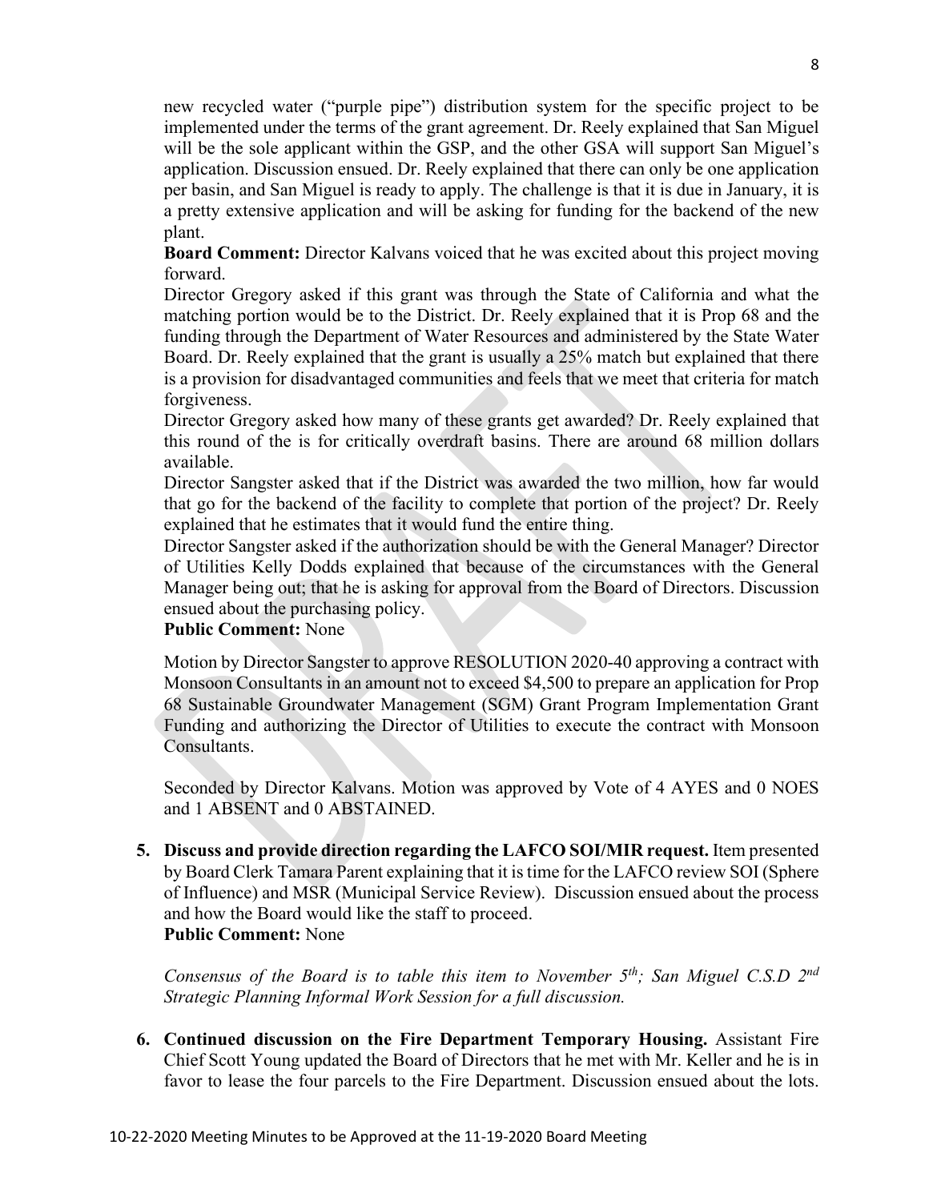new recycled water ("purple pipe") distribution system for the specific project to be implemented under the terms of the grant agreement. Dr. Reely explained that San Miguel will be the sole applicant within the GSP, and the other GSA will support San Miguel's application. Discussion ensued. Dr. Reely explained that there can only be one application per basin, and San Miguel is ready to apply. The challenge is that it is due in January, it is a pretty extensive application and will be asking for funding for the backend of the new plant.

**Board Comment:** Director Kalvans voiced that he was excited about this project moving forward.

Director Gregory asked if this grant was through the State of California and what the matching portion would be to the District. Dr. Reely explained that it is Prop 68 and the funding through the Department of Water Resources and administered by the State Water Board. Dr. Reely explained that the grant is usually a 25% match but explained that there is a provision for disadvantaged communities and feels that we meet that criteria for match forgiveness.

Director Gregory asked how many of these grants get awarded? Dr. Reely explained that this round of the is for critically overdraft basins. There are around 68 million dollars available.

Director Sangster asked that if the District was awarded the two million, how far would that go for the backend of the facility to complete that portion of the project? Dr. Reely explained that he estimates that it would fund the entire thing.

Director Sangster asked if the authorization should be with the General Manager? Director of Utilities Kelly Dodds explained that because of the circumstances with the General Manager being out; that he is asking for approval from the Board of Directors. Discussion ensued about the purchasing policy.

**Public Comment:** None

Motion by Director Sangster to approve RESOLUTION 2020-40 approving a contract with Monsoon Consultants in an amount not to exceed $4,500 to prepare an application for Prop 68 Sustainable Groundwater Management (SGM) Grant Program Implementation Grant Funding and authorizing the Director of Utilities to execute the contract with Monsoon Consultants.

Seconded by Director Kalvans. Motion was approved by Vote of 4 AYES and 0 NOES and 1 ABSENT and 0 ABSTAINED.

5. **Discuss and provide direction regarding the LAFCO SOI/MIR request.** Item presented by Board Clerk Tamara Parent explaining that it is time for the LAFCO review SOI (Sphere of Influence) and MSR (Municipal Service Review). Discussion ensued about the process and how the Board would like the staff to proceed.
   **Public Comment:** None

   *Consensus of the Board is to table this item to November 5th; San Miguel C.S.D 2nd Strategic Planning Informal Work Session for a full discussion.*

6. **Continued discussion on the Fire Department Temporary Housing.** Assistant Fire Chief Scott Young updated the Board of Directors that he met with Mr. Keller and he is in favor to lease the four parcels to the Fire Department. Discussion ensued about the lots.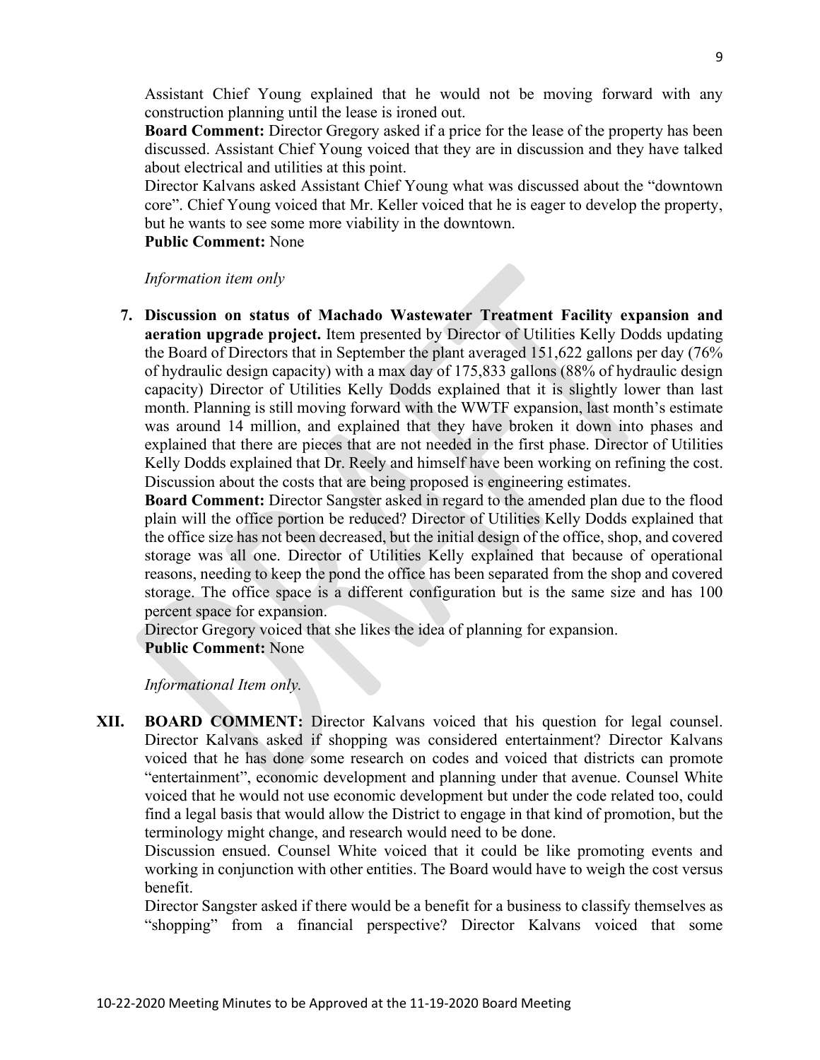Assistant Chief Young explained that he would not be moving forward with any construction planning until the lease is ironed out.

**Board Comment:** Director Gregory asked if a price for the lease of the property has been discussed. Assistant Chief Young voiced that they are in discussion and they have talked about electrical and utilities at this point.

Director Kalvans asked Assistant Chief Young what was discussed about the "downtown core". Chief Young voiced that Mr. Keller voiced that he is eager to develop the property, but he wants to see some more viability in the downtown.

**Public Comment:** None

*Information item only*

7. **Discussion on status of Machado Wastewater Treatment Facility expansion and aeration upgrade project.** Item presented by Director of Utilities Kelly Dodds updating the Board of Directors that in September the plant averaged 151,622 gallons per day (76% of hydraulic design capacity) with a max day of 175,833 gallons (88% of hydraulic design capacity) Director of Utilities Kelly Dodds explained that it is slightly lower than last month. Planning is still moving forward with the WWTF expansion, last month's estimate was around 14 million, and explained that they have broken it down into phases and explained that there are pieces that are not needed in the first phase. Director of Utilities Kelly Dodds explained that Dr. Reely and himself have been working on refining the cost. Discussion about the costs that are being proposed is engineering estimates.

   **Board Comment:** Director Sangster asked in regard to the amended plan due to the flood plain will the office portion be reduced? Director of Utilities Kelly Dodds explained that the office size has not been decreased, but the initial design of the office, shop, and covered storage was all one. Director of Utilities Kelly explained that because of operational reasons, needing to keep the pond the office has been separated from the shop and covered storage. The office space is a different configuration but is the same size and has 100 percent space for expansion.

   Director Gregory voiced that she likes the idea of planning for expansion.

   **Public Comment:** None

   *Informational Item only.*

**XII. BOARD COMMENT:** Director Kalvans voiced that his question for legal counsel. Director Kalvans asked if shopping was considered entertainment? Director Kalvans voiced that he has done some research on codes and voiced that districts can promote "entertainment", economic development and planning under that avenue. Counsel White voiced that he would not use economic development but under the code related too, could find a legal basis that would allow the District to engage in that kind of promotion, but the terminology might change, and research would need to be done.

Discussion ensued. Counsel White voiced that it could be like promoting events and working in conjunction with other entities. The Board would have to weigh the cost versus benefit.

Director Sangster asked if there would be a benefit for a business to classify themselves as "shopping" from a financial perspective? Director Kalvans voiced that some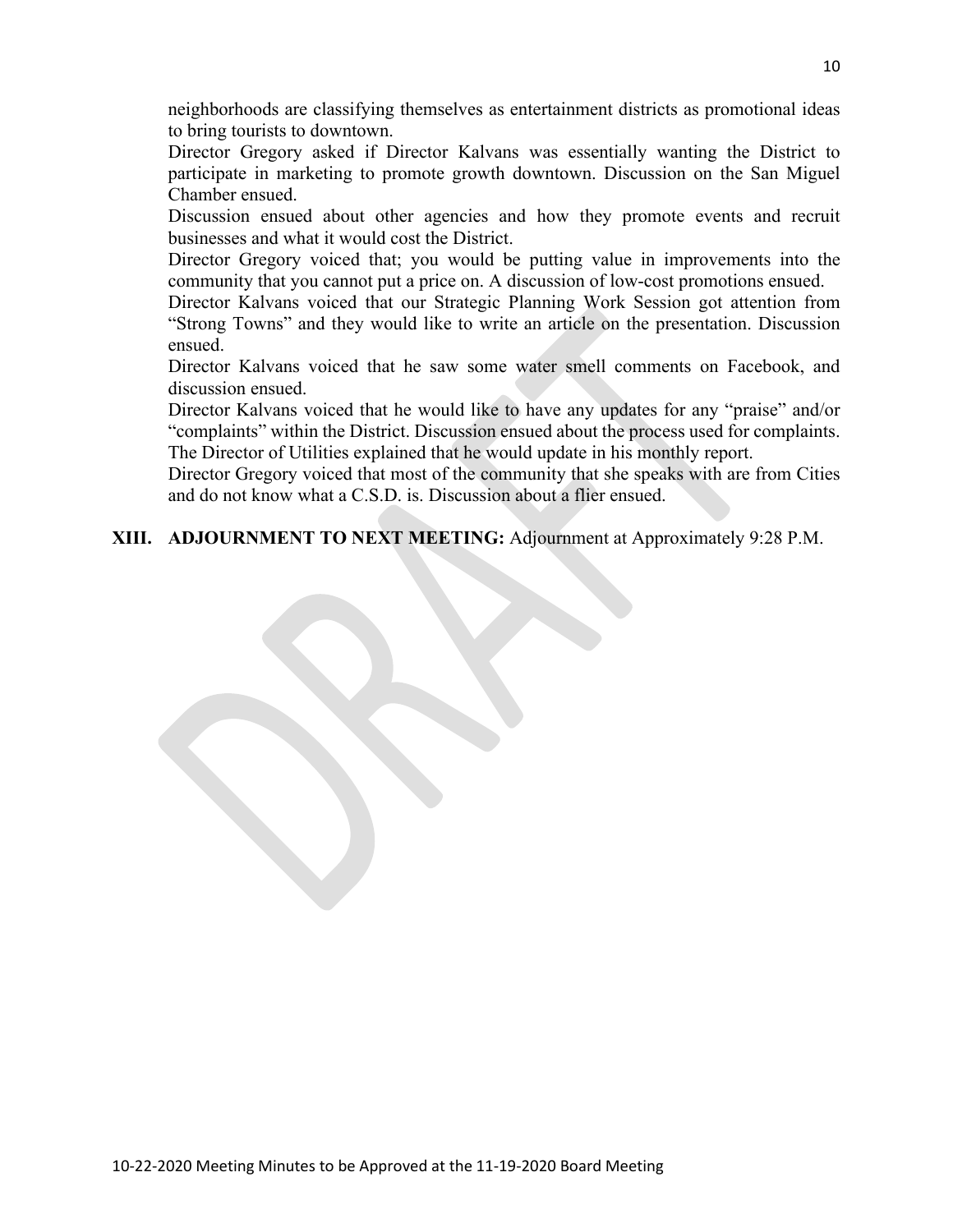neighborhoods are classifying themselves as entertainment districts as promotional ideas to bring tourists to downtown.

Director Gregory asked if Director Kalvans was essentially wanting the District to participate in marketing to promote growth downtown. Discussion on the San Miguel Chamber ensued.

Discussion ensued about other agencies and how they promote events and recruit businesses and what it would cost the District.

Director Gregory voiced that; you would be putting value in improvements into the community that you cannot put a price on. A discussion of low-cost promotions ensued.

Director Kalvans voiced that our Strategic Planning Work Session got attention from "Strong Towns" and they would like to write an article on the presentation. Discussion ensued.

Director Kalvans voiced that he saw some water smell comments on Facebook, and discussion ensued.

Director Kalvans voiced that he would like to have any updates for any "praise" and/or "complaints" within the District. Discussion ensued about the process used for complaints. The Director of Utilities explained that he would update in his monthly report.

Director Gregory voiced that most of the community that she speaks with are from Cities and do not know what a C.S.D. is. Discussion about a flier ensued.

**XIII. ADJOURNMENT TO NEXT MEETING:** Adjournment at Approximately 9:28 P.M.